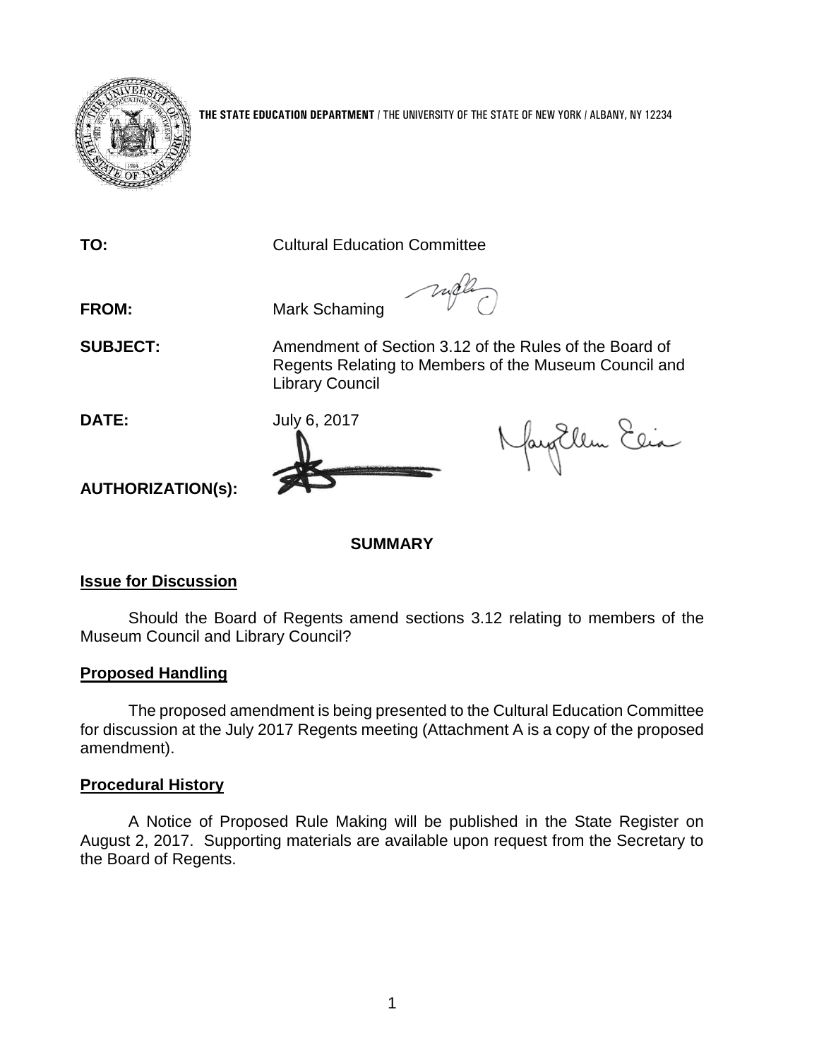**THE STATE EDUCATION DEPARTMENT** / THE UNIVERSITY OF THE STATE OF NEW YORK / ALBANY, NY 12234

**TO:** Cultural Education Committee

**FROM:** Mark Schaming

**SUBJECT:** Amendment of Section 3.12 of the Rules of the Board of Regents Relating to Members of the Museum Council and Library Council

**DATE:** July 6, 2017

**AUTHORIZATION(s):**

**SUMMARY**

**Issue for Discussion**

Should the Board of Regents amend sections 3.12 relating to members of the Museum Council and Library Council?

**Proposed Handling**

The proposed amendment is being presented to the Cultural Education Committee for discussion at the July 2017 Regents meeting (Attachment A is a copy of the proposed amendment).

**Procedural History**

A Notice of Proposed Rule Making will be published in the State Register on August 2, 2017. Supporting materials are available upon request from the Secretary to the Board of Regents.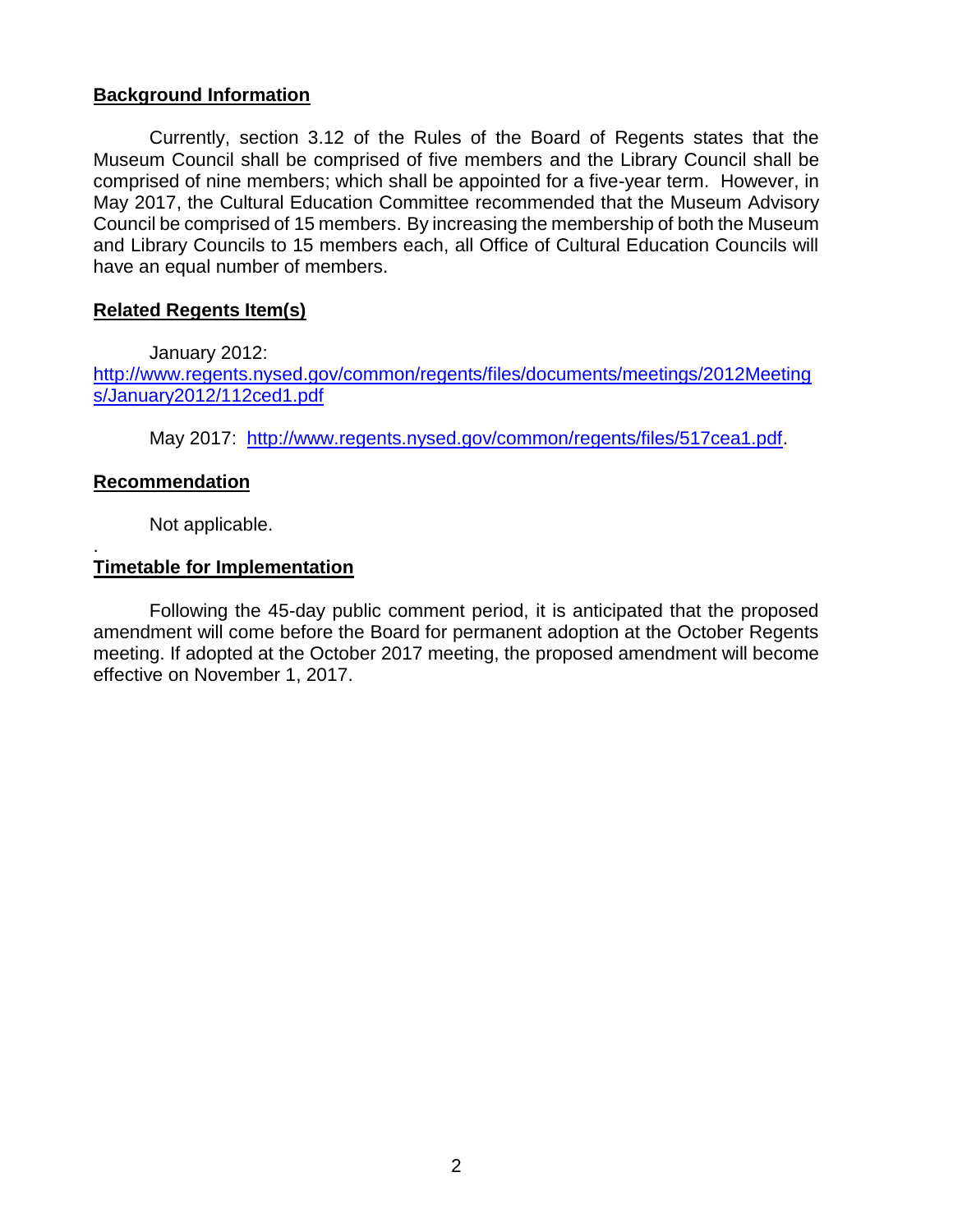**Background Information**

Currently, section 3.12 of the Rules of the Board of Regents states that the Museum Council shall be comprised of five members and the Library Council shall be comprised of nine members; which shall be appointed for a five-year term. However, in May 2017, the Cultural Education Committee recommended that the Museum Advisory Council be comprised of 15 members. By increasing the membership of both the Museum and Library Councils to 15 members each, all Office of Cultural Education Councils will have an equal number of members.

**Related Regents Item(s)**

January 2012: http://www.regents.nysed.gov/common/regents/files/documents/meetings/2012Meetings/January2012/112ced1.pdf

May 2017: http://www.regents.nysed.gov/common/regents/files/517cea1.pdf.

**Recommendation**

Not applicable.

.

**Timetable for Implementation**

Following the 45-day public comment period, it is anticipated that the proposed amendment will come before the Board for permanent adoption at the October Regents meeting. If adopted at the October 2017 meeting, the proposed amendment will become effective on November 1, 2017.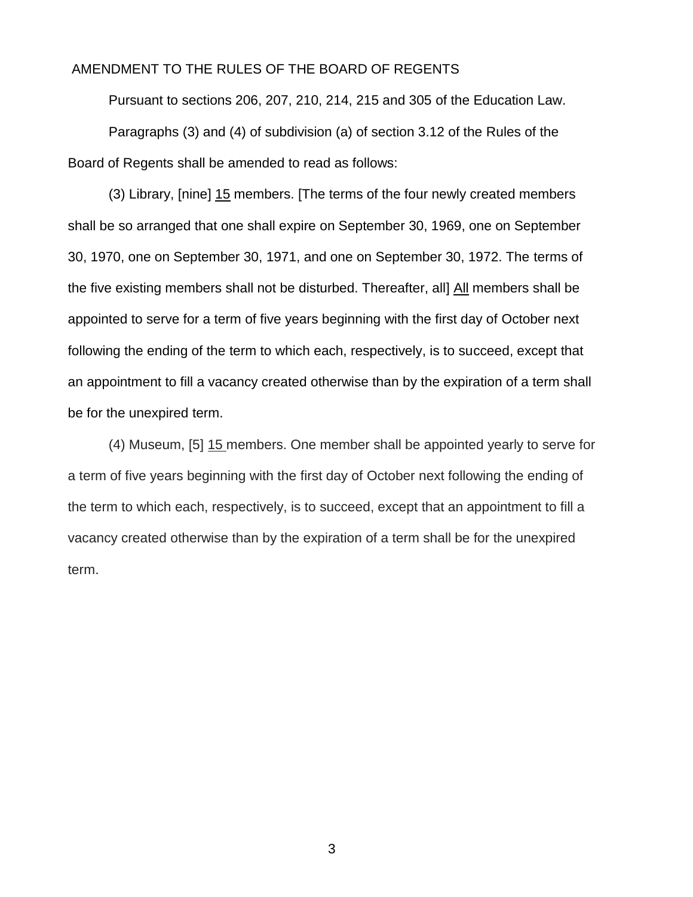AMENDMENT TO THE RULES OF THE BOARD OF REGENTS

Pursuant to sections 206, 207, 210, 214, 215 and 305 of the Education Law.

Paragraphs (3) and (4) of subdivision (a) of section 3.12 of the Rules of the Board of Regents shall be amended to read as follows:

(3) Library, [nine] <u>15</u> members. [The terms of the four newly created members shall be so arranged that one shall expire on September 30, 1969, one on September 30, 1970, one on September 30, 1971, and one on September 30, 1972. The terms of the five existing members shall not be disturbed. Thereafter, all] <u>All</u> members shall be appointed to serve for a term of five years beginning with the first day of October next following the ending of the term to which each, respectively, is to succeed, except that an appointment to fill a vacancy created otherwise than by the expiration of a term shall be for the unexpired term.

(4) Museum, [5] <u>15</u> members. One member shall be appointed yearly to serve for a term of five years beginning with the first day of October next following the ending of the term to which each, respectively, is to succeed, except that an appointment to fill a vacancy created otherwise than by the expiration of a term shall be for the unexpired term.